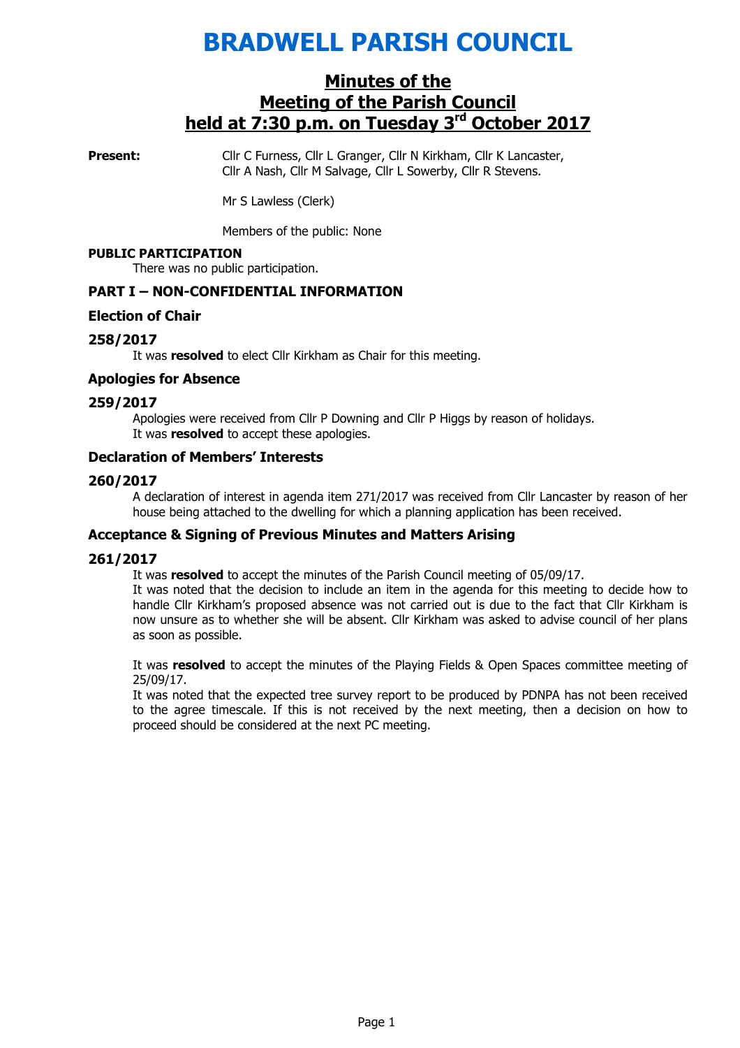# BRADWELL PARISH COUNCIL

## Minutes of the Meeting of the Parish Council held at 7:30 p.m. on Tuesday 3rd October 2017

**Present:** Cllr C Furness, Cllr L Granger, Cllr N Kirkham, Cllr K Lancaster, Cllr A Nash, Cllr M Salvage, Cllr L Sowerby, Cllr R Stevens.

Mr S Lawless (Clerk)

Members of the public: None

**PUBLIC PARTICIPATION**

There was no public participation.

### PART I – NON-CONFIDENTIAL INFORMATION

### Election of Chair

#### 258/2017

It was **resolved** to elect Cllr Kirkham as Chair for this meeting.

### Apologies for Absence

#### 259/2017

Apologies were received from Cllr P Downing and Cllr P Higgs by reason of holidays.
It was **resolved** to accept these apologies.

### Declaration of Members' Interests

#### 260/2017

A declaration of interest in agenda item 271/2017 was received from Cllr Lancaster by reason of her house being attached to the dwelling for which a planning application has been received.

### Acceptance & Signing of Previous Minutes and Matters Arising

#### 261/2017

It was **resolved** to accept the minutes of the Parish Council meeting of 05/09/17.
It was noted that the decision to include an item in the agenda for this meeting to decide how to handle Cllr Kirkham's proposed absence was not carried out is due to the fact that Cllr Kirkham is now unsure as to whether she will be absent. Cllr Kirkham was asked to advise council of her plans as soon as possible.

It was **resolved** to accept the minutes of the Playing Fields & Open Spaces committee meeting of 25/09/17.
It was noted that the expected tree survey report to be produced by PDNPA has not been received to the agree timescale. If this is not received by the next meeting, then a decision on how to proceed should be considered at the next PC meeting.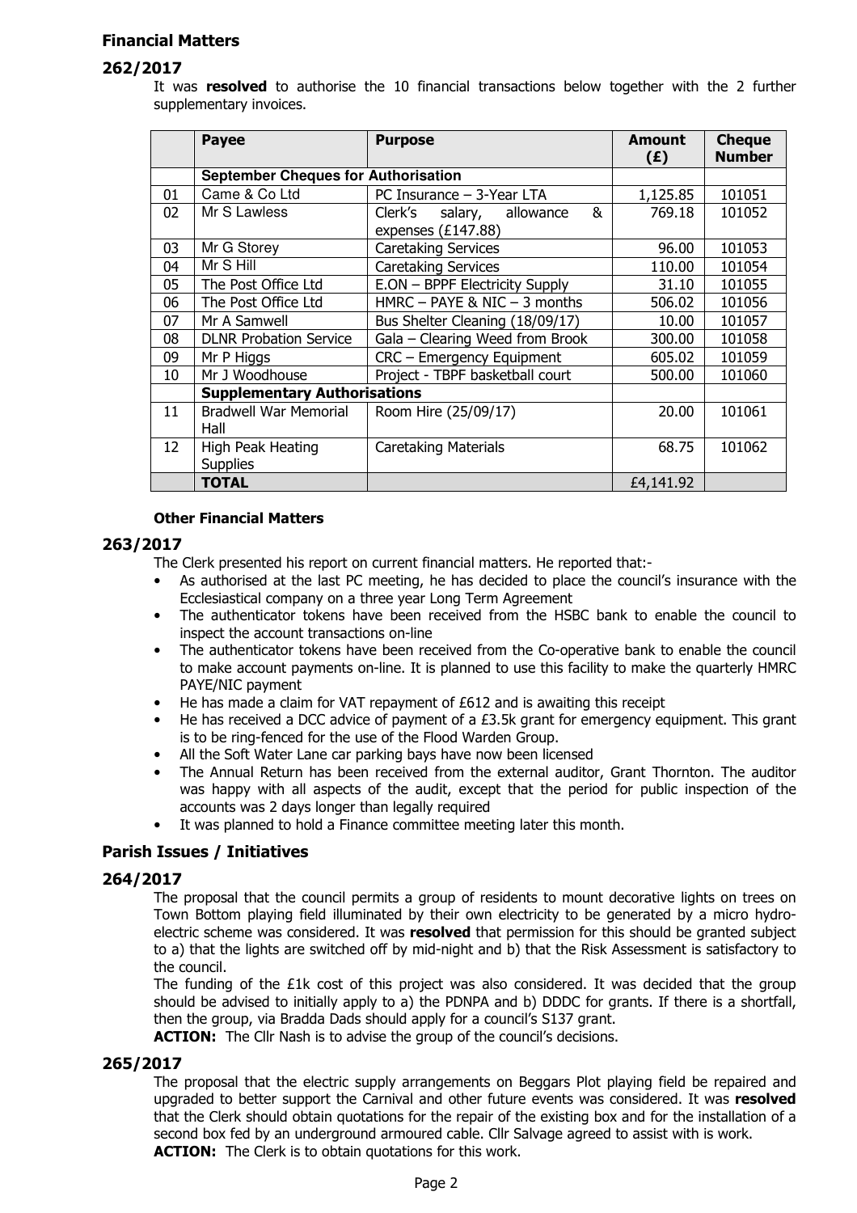## Financial Matters

### 262/2017

It was **resolved** to authorise the 10 financial transactions below together with the 2 further supplementary invoices.

| | Payee | Purpose | Amount (£) | Cheque Number |
|---|---|---|---|---|
| | **September Cheques for Authorisation** | | | |
| 01 | Came & Co Ltd | PC Insurance – 3-Year LTA | 1,125.85 | 101051 |
| 02 | Mr S Lawless | Clerk's salary, allowance & expenses (£147.88) | 769.18 | 101052 |
| 03 | Mr G Storey | Caretaking Services | 96.00 | 101053 |
| 04 | Mr S Hill | Caretaking Services | 110.00 | 101054 |
| 05 | The Post Office Ltd | E.ON – BPPF Electricity Supply | 31.10 | 101055 |
| 06 | The Post Office Ltd | HMRC – PAYE & NIC – 3 months | 506.02 | 101056 |
| 07 | Mr A Samwell | Bus Shelter Cleaning (18/09/17) | 10.00 | 101057 |
| 08 | DLNR Probation Service | Gala – Clearing Weed from Brook | 300.00 | 101058 |
| 09 | Mr P Higgs | CRC – Emergency Equipment | 605.02 | 101059 |
| 10 | Mr J Woodhouse | Project - TBPF basketball court | 500.00 | 101060 |
| | **Supplementary Authorisations** | | | |
| 11 | Bradwell War Memorial Hall | Room Hire (25/09/17) | 20.00 | 101061 |
| 12 | High Peak Heating Supplies | Caretaking Materials | 68.75 | 101062 |
| | **TOTAL** | | £4,141.92 | |

#### Other Financial Matters

### 263/2017

The Clerk presented his report on current financial matters. He reported that:-

- As authorised at the last PC meeting, he has decided to place the council's insurance with the Ecclesiastical company on a three year Long Term Agreement
- The authenticator tokens have been received from the HSBC bank to enable the council to inspect the account transactions on-line
- The authenticator tokens have been received from the Co-operative bank to enable the council to make account payments on-line. It is planned to use this facility to make the quarterly HMRC PAYE/NIC payment
- He has made a claim for VAT repayment of £612 and is awaiting this receipt
- He has received a DCC advice of payment of a £3.5k grant for emergency equipment. This grant is to be ring-fenced for the use of the Flood Warden Group.
- All the Soft Water Lane car parking bays have now been licensed
- The Annual Return has been received from the external auditor, Grant Thornton. The auditor was happy with all aspects of the audit, except that the period for public inspection of the accounts was 2 days longer than legally required
- It was planned to hold a Finance committee meeting later this month.

## Parish Issues / Initiatives

### 264/2017

The proposal that the council permits a group of residents to mount decorative lights on trees on Town Bottom playing field illuminated by their own electricity to be generated by a micro hydro-electric scheme was considered. It was **resolved** that permission for this should be granted subject to a) that the lights are switched off by mid-night and b) that the Risk Assessment is satisfactory to the council.

The funding of the £1k cost of this project was also considered. It was decided that the group should be advised to initially apply to a) the PDNPA and b) DDDC for grants. If there is a shortfall, then the group, via Bradda Dads should apply for a council's S137 grant.

**ACTION:** The Cllr Nash is to advise the group of the council's decisions.

### 265/2017

The proposal that the electric supply arrangements on Beggars Plot playing field be repaired and upgraded to better support the Carnival and other future events was considered. It was **resolved** that the Clerk should obtain quotations for the repair of the existing box and for the installation of a second box fed by an underground armoured cable. Cllr Salvage agreed to assist with is work.

**ACTION:** The Clerk is to obtain quotations for this work.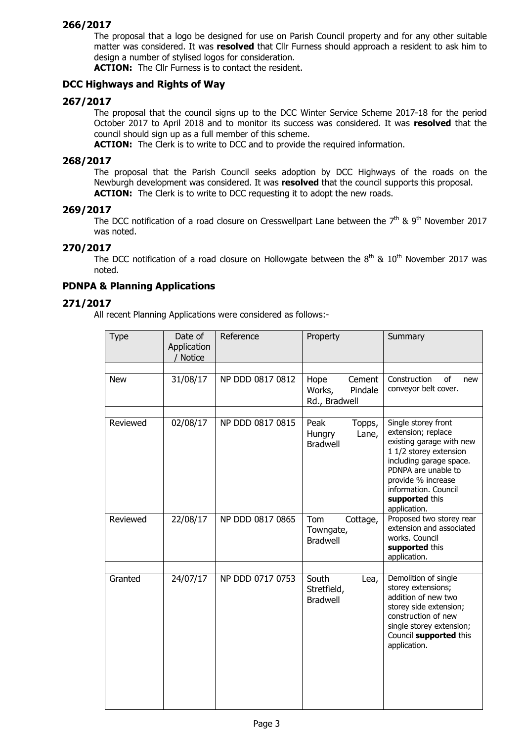## 266/2017

The proposal that a logo be designed for use on Parish Council property and for any other suitable matter was considered. It was **resolved** that Cllr Furness should approach a resident to ask him to design a number of stylised logos for consideration.

**ACTION:** The Cllr Furness is to contact the resident.

## DCC Highways and Rights of Way

## 267/2017

The proposal that the council signs up to the DCC Winter Service Scheme 2017-18 for the period October 2017 to April 2018 and to monitor its success was considered. It was **resolved** that the council should sign up as a full member of this scheme.

**ACTION:** The Clerk is to write to DCC and to provide the required information.

## 268/2017

The proposal that the Parish Council seeks adoption by DCC Highways of the roads on the Newburgh development was considered. It was **resolved** that the council supports this proposal.

**ACTION:** The Clerk is to write to DCC requesting it to adopt the new roads.

## 269/2017

The DCC notification of a road closure on Cresswellpart Lane between the 7th & 9th November 2017 was noted.

## 270/2017

The DCC notification of a road closure on Hollowgate between the 8th & 10th November 2017 was noted.

## PDNPA & Planning Applications

## 271/2017

All recent Planning Applications were considered as follows:-

| Type | Date of Application / Notice | Reference | Property | Summary |
|---|---|---|---|---|
| | | | | |
| New | 31/08/17 | NP DDD 0817 0812 | Hope Cement Works, Pindale Rd., Bradwell | Construction of new conveyor belt cover. |
| | | | | |
| Reviewed | 02/08/17 | NP DDD 0817 0815 | Peak Topps, Hungry Lane, Bradwell | Single storey front extension; replace existing garage with new 1 1/2 storey extension including garage space. PDNPA are unable to provide % increase information. Council **supported** this application. |
| Reviewed | 22/08/17 | NP DDD 0817 0865 | Tom Cottage, Towngate, Bradwell | Proposed two storey rear extension and associated works. Council **supported** this application. |
| | | | | |
| Granted | 24/07/17 | NP DDD 0717 0753 | South Lea, Stretfield, Bradwell | Demolition of single storey extensions; addition of new two storey side extension; construction of new single storey extension; Council **supported** this application. |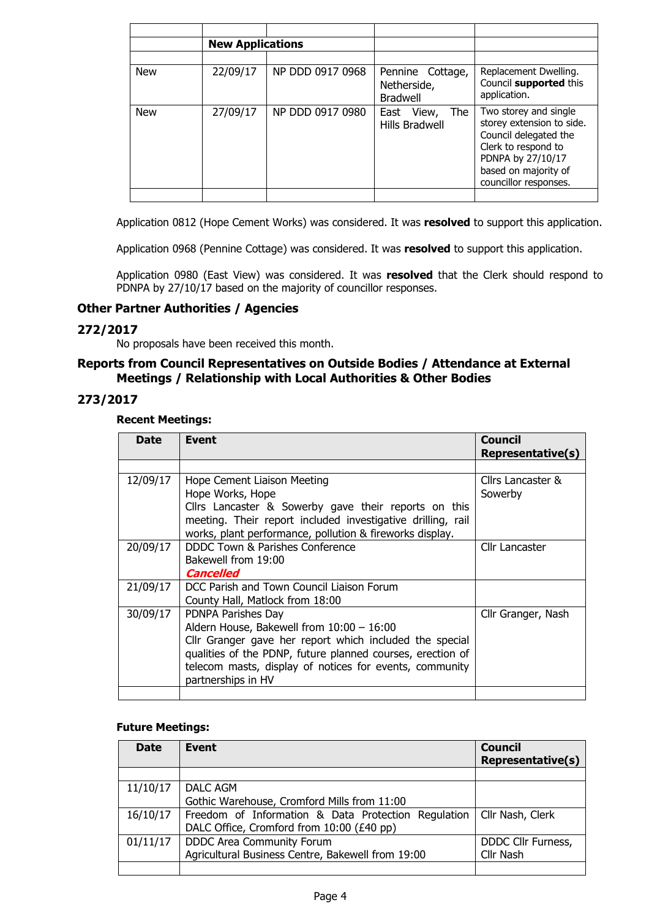| | | | | |
|---|---|---|---|---|
| | **New Applications** | | | |
| | | | | |
| New | 22/09/17 | NP DDD 0917 0968 | Pennine Cottage, Netherside, Bradwell | Replacement Dwelling. Council **supported** this application. |
| New | 27/09/17 | NP DDD 0917 0980 | East View, The Hills Bradwell | Two storey and single storey extension to side. Council delegated the Clerk to respond to PDNPA by 27/10/17 based on majority of councillor responses. |
| | | | | |

Application 0812 (Hope Cement Works) was considered. It was **resolved** to support this application.

Application 0968 (Pennine Cottage) was considered. It was **resolved** to support this application.

Application 0980 (East View) was considered. It was **resolved** that the Clerk should respond to PDNPA by 27/10/17 based on the majority of councillor responses.

## Other Partner Authorities / Agencies

### 272/2017

No proposals have been received this month.

## Reports from Council Representatives on Outside Bodies / Attendance at External Meetings / Relationship with Local Authorities & Other Bodies

### 273/2017

**Recent Meetings:**

| Date | Event | Council Representative(s) |
|---|---|---|
| | | |
| 12/09/17 | Hope Cement Liaison Meeting<br>Hope Works, Hope<br>Cllrs Lancaster & Sowerby gave their reports on this meeting. Their report included investigative drilling, rail works, plant performance, pollution & fireworks display. | Cllrs Lancaster & Sowerby |
| 20/09/17 | DDDC Town & Parishes Conference<br>Bakewell from 19:00<br>***Cancelled*** | Cllr Lancaster |
| 21/09/17 | DCC Parish and Town Council Liaison Forum<br>County Hall, Matlock from 18:00 | |
| 30/09/17 | PDNPA Parishes Day<br>Aldern House, Bakewell from 10:00 – 16:00<br>Cllr Granger gave her report which included the special qualities of the PDNP, future planned courses, erection of telecom masts, display of notices for events, community partnerships in HV | Cllr Granger, Nash |
| | | |

**Future Meetings:**

| Date | Event | Council Representative(s) |
|---|---|---|
| | | |
| 11/10/17 | DALC AGM<br>Gothic Warehouse, Cromford Mills from 11:00 | |
| 16/10/17 | Freedom of Information & Data Protection Regulation<br>DALC Office, Cromford from 10:00 (£40 pp) | Cllr Nash, Clerk |
| 01/11/17 | DDDC Area Community Forum<br>Agricultural Business Centre, Bakewell from 19:00 | DDDC Cllr Furness, Cllr Nash |
| | | |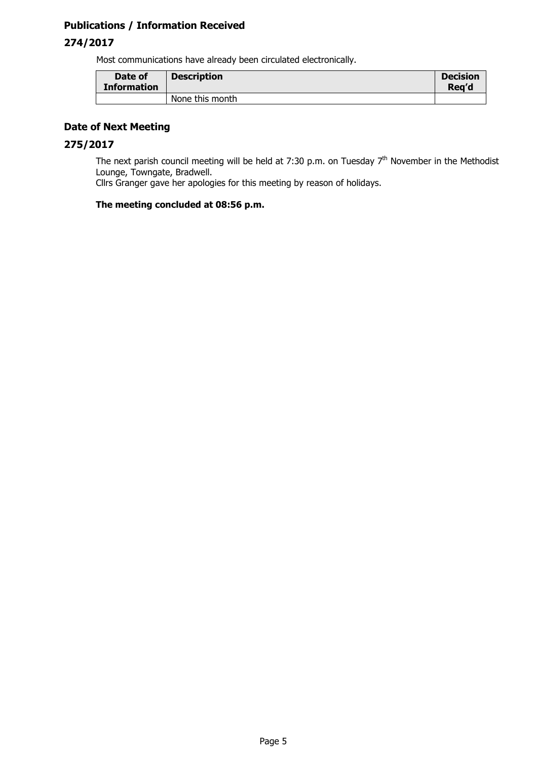## Publications / Information Received

### 274/2017

Most communications have already been circulated electronically.

| Date of Information | Description | Decision Req'd |
|---|---|---|
| | None this month | |

## Date of Next Meeting

### 275/2017

The next parish council meeting will be held at 7:30 p.m. on Tuesday 7th November in the Methodist Lounge, Towngate, Bradwell.
Cllrs Granger gave her apologies for this meeting by reason of holidays.

**The meeting concluded at 08:56 p.m.**